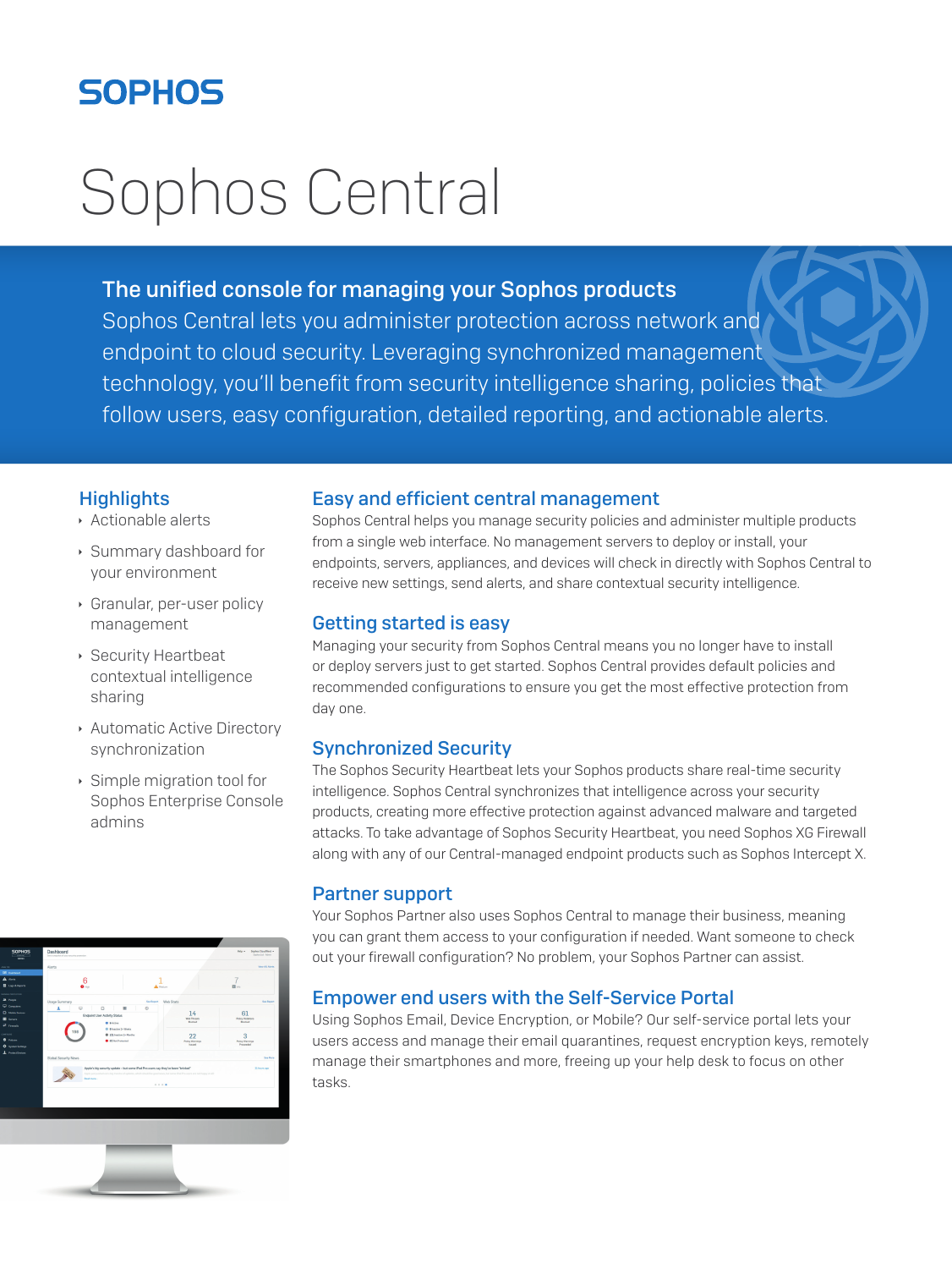SOPHOS

# Sophos Central

## The unified console for managing your Sophos products

Sophos Central lets you administer protection across network and endpoint to cloud security. Leveraging synchronized management technology, you'll benefit from security intelligence sharing, policies that follow users, easy configuration, detailed reporting, and actionable alerts.

## Highlights

- Actionable alerts
- Summary dashboard for your environment
- Granular, per-user policy management
- Security Heartbeat contextual intelligence sharing
- Automatic Active Directory synchronization
- Simple migration tool for Sophos Enterprise Console admins

## Easy and efficient central management

Sophos Central helps you manage security policies and administer multiple products from a single web interface. No management servers to deploy or install, your endpoints, servers, appliances, and devices will check in directly with Sophos Central to receive new settings, send alerts, and share contextual security intelligence.

## Getting started is easy

Managing your security from Sophos Central means you no longer have to install or deploy servers just to get started. Sophos Central provides default policies and recommended configurations to ensure you get the most effective protection from day one.

## Synchronized Security

The Sophos Security Heartbeat lets your Sophos products share real-time security intelligence. Sophos Central synchronizes that intelligence across your security products, creating more effective protection against advanced malware and targeted attacks. To take advantage of Sophos Security Heartbeat, you need Sophos XG Firewall along with any of our Central-managed endpoint products such as Sophos Intercept X.

## Partner support

Your Sophos Partner also uses Sophos Central to manage their business, meaning you can grant them access to your configuration if needed. Want someone to check out your firewall configuration? No problem, your Sophos Partner can assist.

## Empower end users with the Self-Service Portal

Using Sophos Email, Device Encryption, or Mobile? Our self-service portal lets your users access and manage their email quarantines, request encryption keys, remotely manage their smartphones and more, freeing up your help desk to focus on other tasks.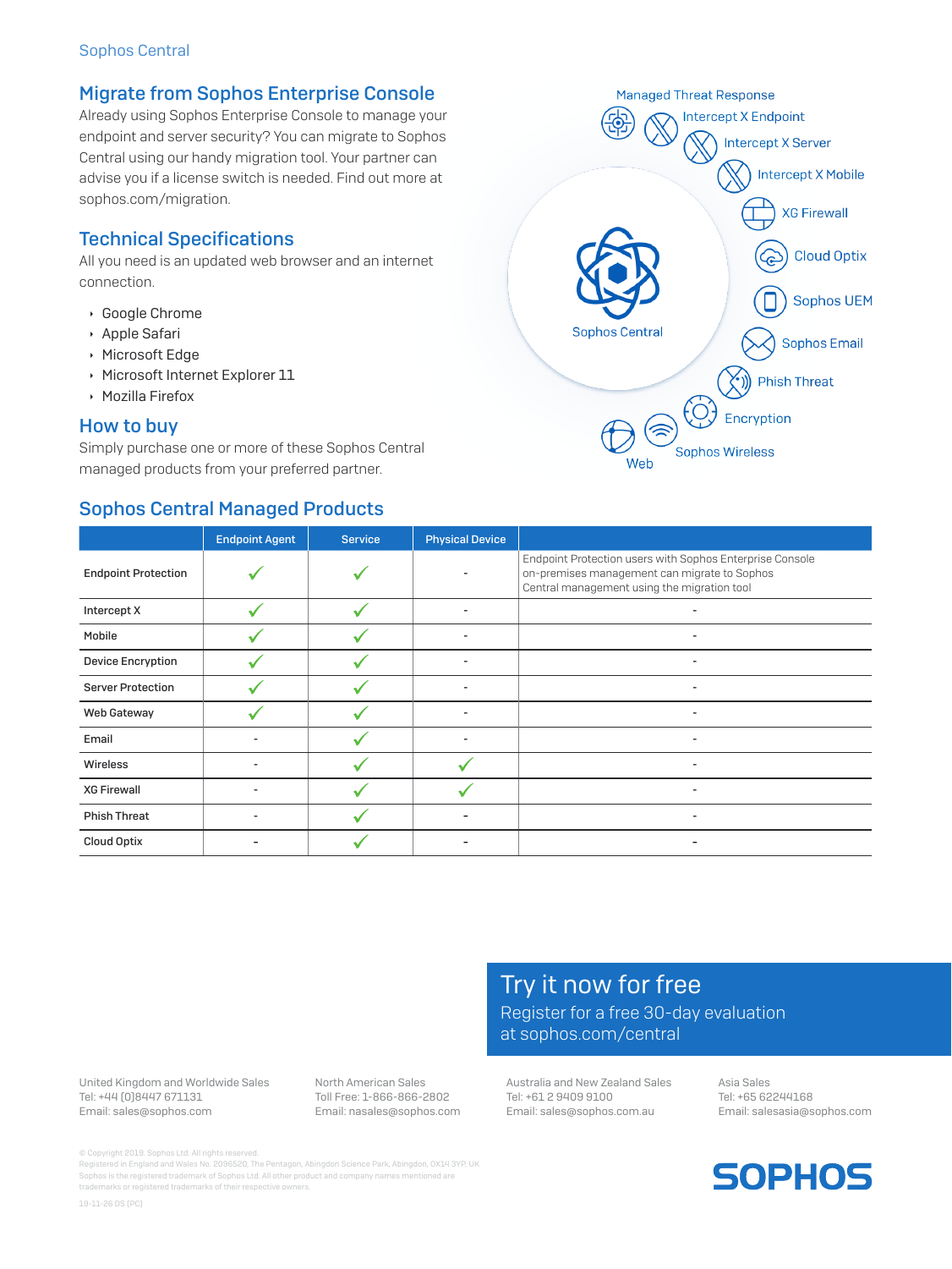## Migrate from Sophos Enterprise Console

Already using Sophos Enterprise Console to manage your endpoint and server security? You can migrate to Sophos Central using our handy migration tool. Your partner can advise you if a license switch is needed. Find out more at sophos.com/migration.

## Technical Specifications

All you need is an updated web browser and an internet connection.

- Google Chrome
- Apple Safari
- Microsoft Edge
- Microsoft Internet Explorer 11
- Mozilla Firefox

## How to buy

Simply purchase one or more of these Sophos Central managed products from your preferred partner.

Sophos Central

Managed Threat Response

Intercept X Endpoint

Intercept X Server

Intercept X Mobile

XG Firewall

Cloud Optix

Sophos UEM

Sophos Email

Phish Threat

Encryption

Sophos Wireless

Web

## Sophos Central Managed Products

| | Endpoint Agent | Service | Physical Device | |
|---|---|---|---|---|
| **Endpoint Protection** | ✓ | ✓ | - | Endpoint Protection users with Sophos Enterprise Console on-premises management can migrate to Sophos Central management using the migration tool |
| **Intercept X** | ✓ | ✓ | - | - |
| **Mobile** | ✓ | ✓ | - | - |
| **Device Encryption** | ✓ | ✓ | - | - |
| **Server Protection** | ✓ | ✓ | - | - |
| **Web Gateway** | ✓ | ✓ | - | - |
| **Email** | - | ✓ | - | - |
| **Wireless** | - | ✓ | ✓ | - |
| **XG Firewall** | - | ✓ | ✓ | - |
| **Phish Threat** | - | ✓ | - | - |
| **Cloud Optix** | - | ✓ | - | - |

## Try it now for free

Register for a free 30-day evaluation at sophos.com/central

United Kingdom and Worldwide Sales
Tel: +44 (0)8447 671131
Email: sales@sophos.com

North American Sales
Toll Free: 1-866-866-2802
Email: nasales@sophos.com

Australia and New Zealand Sales
Tel: +61 2 9409 9100
Email: sales@sophos.com.au

Asia Sales
Tel: +65 62244168
Email: salesasia@sophos.com

© Copyright 2019. Sophos Ltd. All rights reserved.
Registered in England and Wales No. 2096520, The Pentagon, Abingdon Science Park, Abingdon, OX14 3YP, UK
Sophos is the registered trademark of Sophos Ltd. All other product and company names mentioned are trademarks or registered trademarks of their respective owners.

19-11-26 DS (PC)

SOPHOS